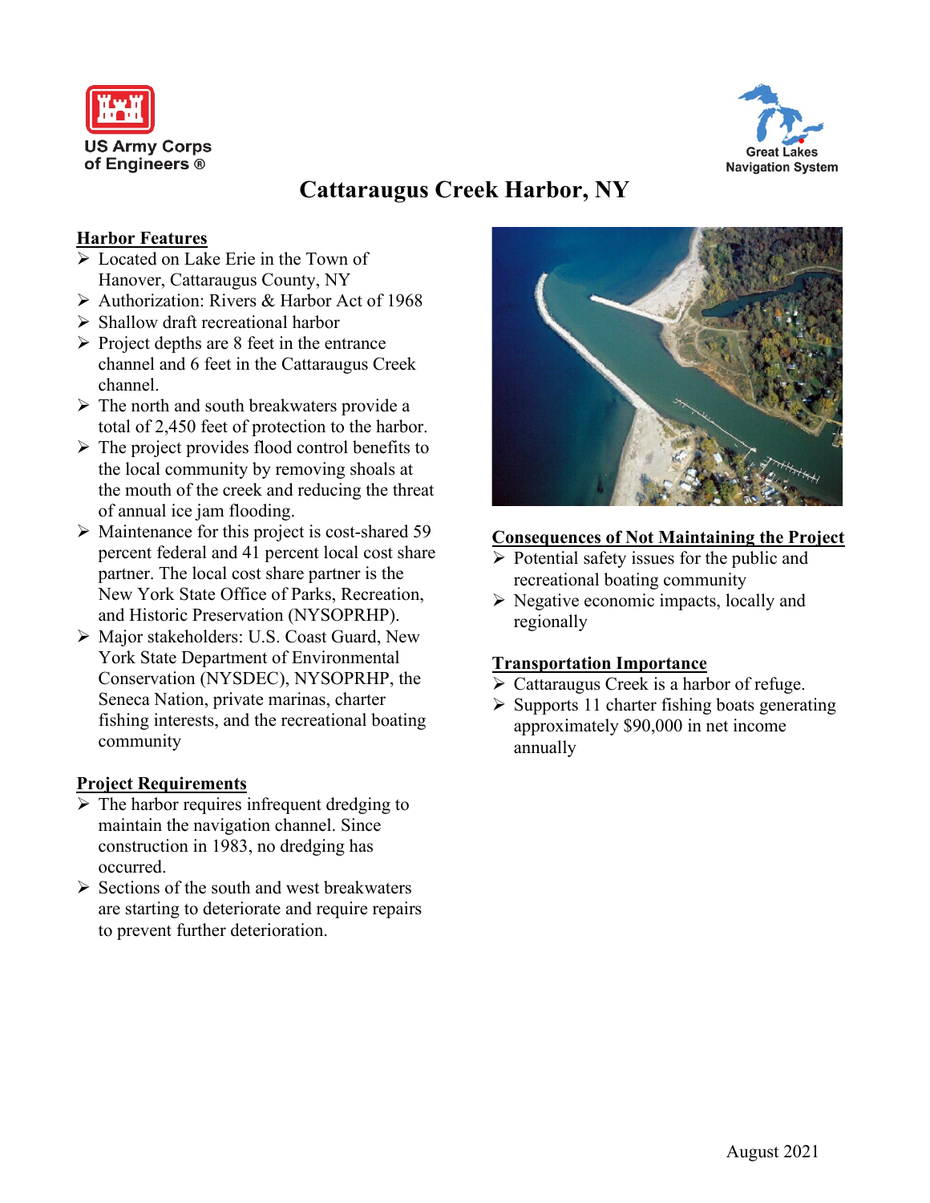US Army Corps of Engineers ®

Great Lakes Navigation System

# Cattaraugus Creek Harbor, NY

## Harbor Features

- Located on Lake Erie in the Town of Hanover, Cattaraugus County, NY
- Authorization: Rivers & Harbor Act of 1968
- Shallow draft recreational harbor
- Project depths are 8 feet in the entrance channel and 6 feet in the Cattaraugus Creek channel.
- The north and south breakwaters provide a total of 2,450 feet of protection to the harbor.
- The project provides flood control benefits to the local community by removing shoals at the mouth of the creek and reducing the threat of annual ice jam flooding.
- Maintenance for this project is cost-shared 59 percent federal and 41 percent local cost share partner. The local cost share partner is the New York State Office of Parks, Recreation, and Historic Preservation (NYSOPRHP).
- Major stakeholders: U.S. Coast Guard, New York State Department of Environmental Conservation (NYSDEC), NYSOPRHP, the Seneca Nation, private marinas, charter fishing interests, and the recreational boating community

## Project Requirements

- The harbor requires infrequent dredging to maintain the navigation channel. Since construction in 1983, no dredging has occurred.
- Sections of the south and west breakwaters are starting to deteriorate and require repairs to prevent further deterioration.

## Consequences of Not Maintaining the Project

- Potential safety issues for the public and recreational boating community
- Negative economic impacts, locally and regionally

## Transportation Importance

- Cattaraugus Creek is a harbor of refuge.
- Supports 11 charter fishing boats generating approximately $90,000 in net income annually

August 2021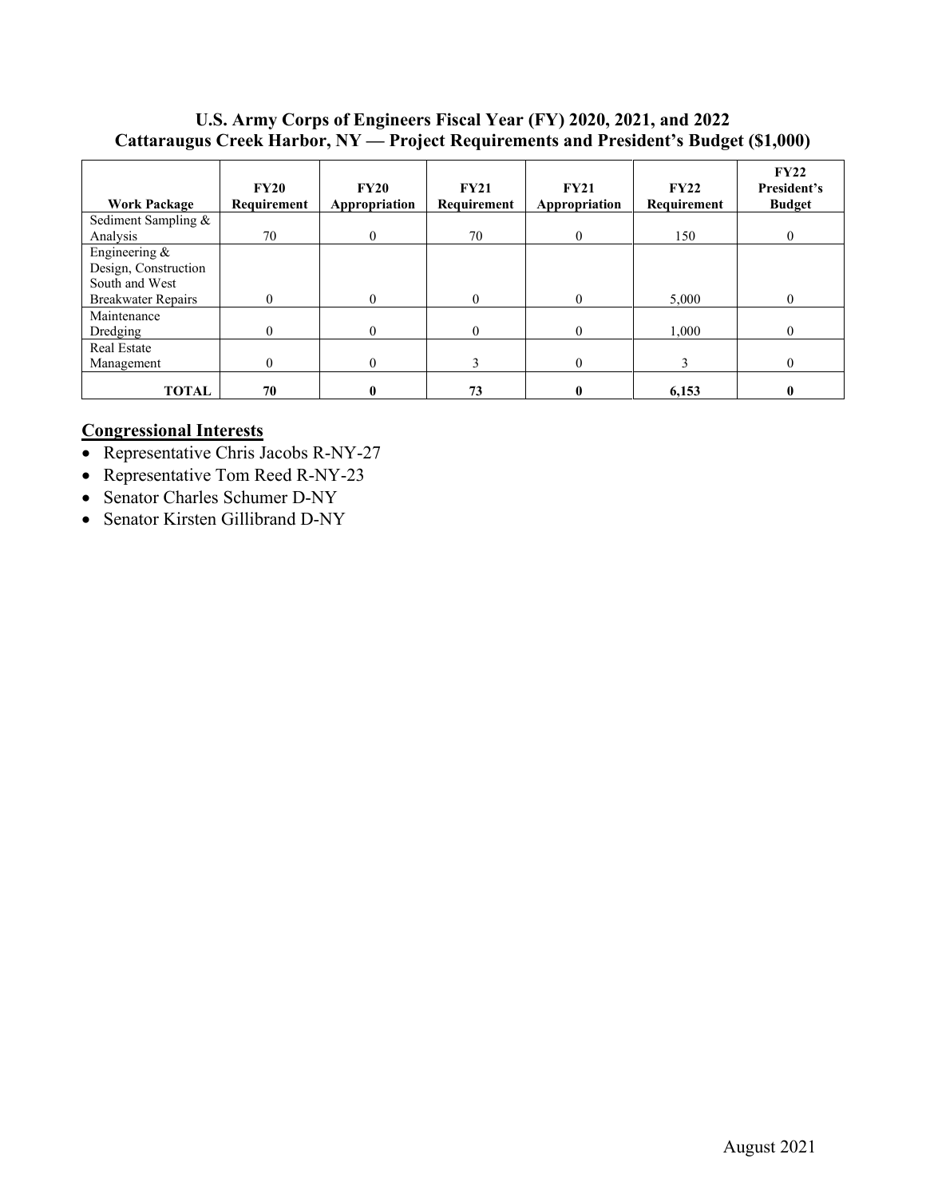## U.S. Army Corps of Engineers Fiscal Year (FY) 2020, 2021, and 2022
## Cattaraugus Creek Harbor, NY — Project Requirements and President's Budget ($1,000)

| Work Package | FY20 Requirement | FY20 Appropriation | FY21 Requirement | FY21 Appropriation | FY22 Requirement | FY22 President's Budget |
|---|---|---|---|---|---|---|
| Sediment Sampling & Analysis | 70 | 0 | 70 | 0 | 150 | 0 |
| Engineering & Design, Construction South and West Breakwater Repairs | 0 | 0 | 0 | 0 | 5,000 | 0 |
| Maintenance Dredging | 0 | 0 | 0 | 0 | 1,000 | 0 |
| Real Estate Management | 0 | 0 | 3 | 0 | 3 | 0 |
| **TOTAL** | **70** | **0** | **73** | **0** | **6,153** | **0** |

## Congressional Interests

- Representative Chris Jacobs R-NY-27
- Representative Tom Reed R-NY-23
- Senator Charles Schumer D-NY
- Senator Kirsten Gillibrand D-NY

August 2021